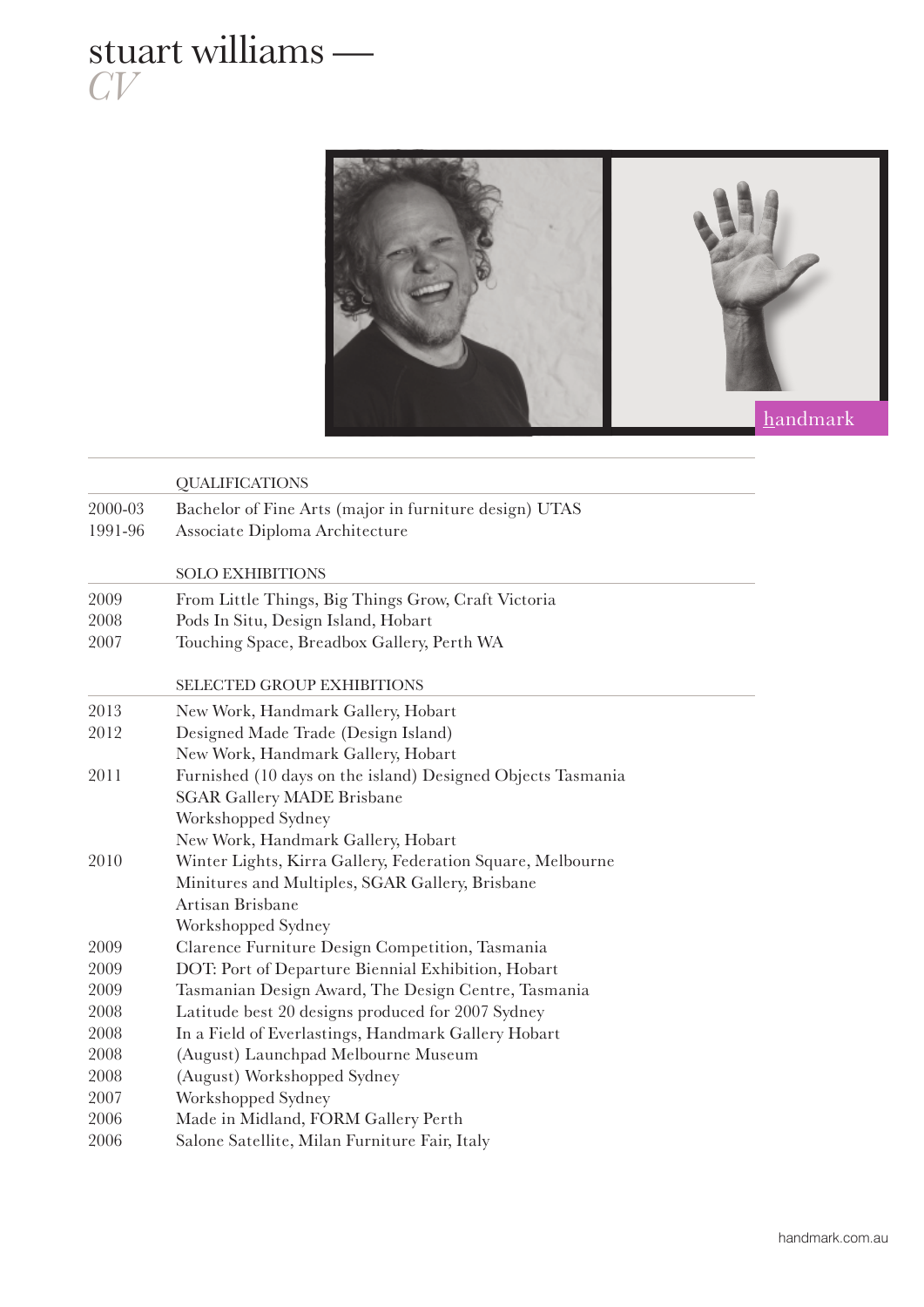# stuart williams —
*CV*

handmark

## QUALIFICATIONS

| | |
|---|---|
| 2000-03 | Bachelor of Fine Arts (major in furniture design) UTAS |
| 1991-96 | Associate Diploma Architecture |

## SOLO EXHIBITIONS

| | |
|---|---|
| 2009 | From Little Things, Big Things Grow, Craft Victoria |
| 2008 | Pods In Situ, Design Island, Hobart |
| 2007 | Touching Space, Breadbox Gallery, Perth WA |

## SELECTED GROUP EXHIBITIONS

| | |
|---|---|
| 2013 | New Work, Handmark Gallery, Hobart |
| 2012 | Designed Made Trade (Design Island) |
| | New Work, Handmark Gallery, Hobart |
| 2011 | Furnished (10 days on the island) Designed Objects Tasmania |
| | SGAR Gallery MADE Brisbane |
| | Workshopped Sydney |
| | New Work, Handmark Gallery, Hobart |
| 2010 | Winter Lights, Kirra Gallery, Federation Square, Melbourne |
| | Minitures and Multiples, SGAR Gallery, Brisbane |
| | Artisan Brisbane |
| | Workshopped Sydney |
| 2009 | Clarence Furniture Design Competition, Tasmania |
| 2009 | DOT: Port of Departure Biennial Exhibition, Hobart |
| 2009 | Tasmanian Design Award, The Design Centre, Tasmania |
| 2008 | Latitude best 20 designs produced for 2007 Sydney |
| 2008 | In a Field of Everlastings, Handmark Gallery Hobart |
| 2008 | (August) Launchpad Melbourne Museum |
| 2008 | (August) Workshopped Sydney |
| 2007 | Workshopped Sydney |
| 2006 | Made in Midland, FORM Gallery Perth |
| 2006 | Salone Satellite, Milan Furniture Fair, Italy |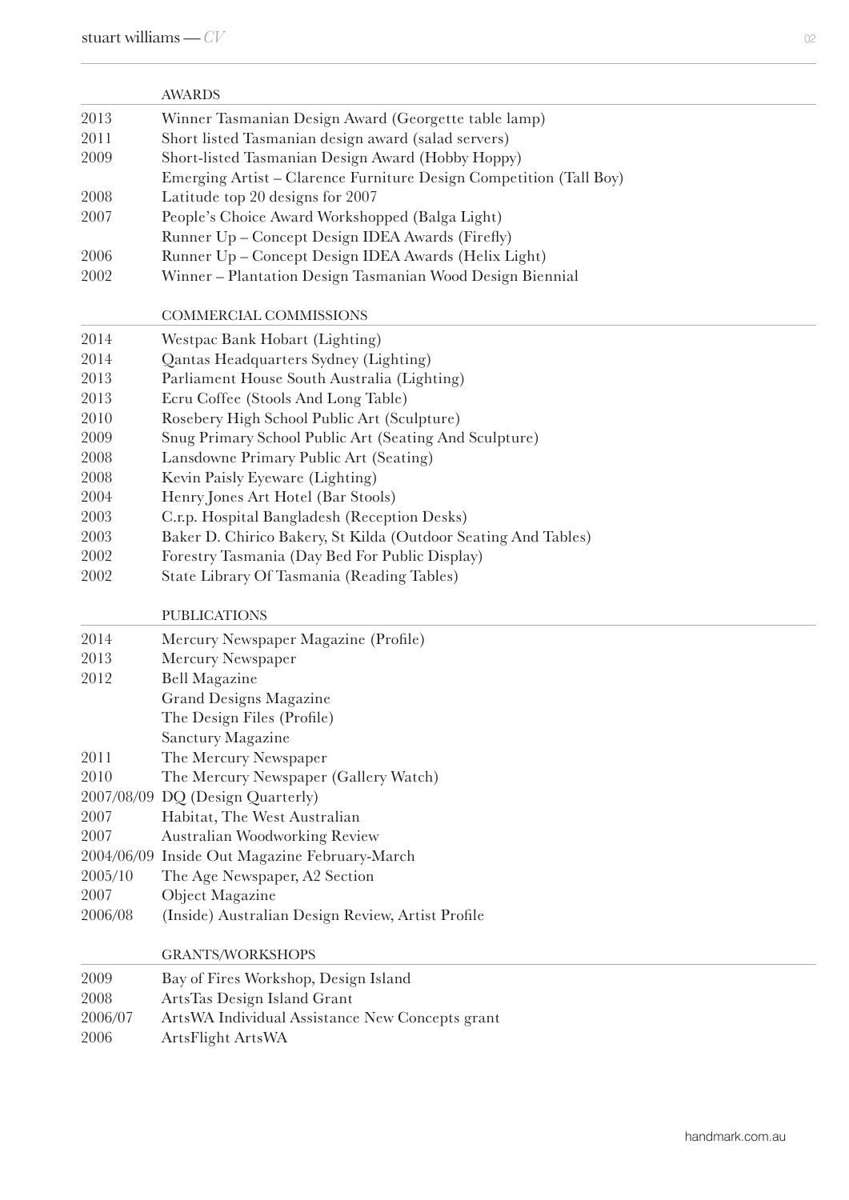## AWARDS

| | |
|---|---|
| 2013 | Winner Tasmanian Design Award (Georgette table lamp) |
| 2011 | Short listed Tasmanian design award (salad servers) |
| 2009 | Short-listed Tasmanian Design Award (Hobby Hoppy) |
| | Emerging Artist – Clarence Furniture Design Competition (Tall Boy) |
| 2008 | Latitude top 20 designs for 2007 |
| 2007 | People's Choice Award Workshopped (Balga Light) |
| | Runner Up – Concept Design IDEA Awards (Firefly) |
| 2006 | Runner Up – Concept Design IDEA Awards (Helix Light) |
| 2002 | Winner – Plantation Design Tasmanian Wood Design Biennial |

## COMMERCIAL COMMISSIONS

| | |
|---|---|
| 2014 | Westpac Bank Hobart (Lighting) |
| 2014 | Qantas Headquarters Sydney (Lighting) |
| 2013 | Parliament House South Australia (Lighting) |
| 2013 | Ecru Coffee (Stools And Long Table) |
| 2010 | Rosebery High School Public Art (Sculpture) |
| 2009 | Snug Primary School Public Art (Seating And Sculpture) |
| 2008 | Lansdowne Primary Public Art (Seating) |
| 2008 | Kevin Paisly Eyeware (Lighting) |
| 2004 | Henry Jones Art Hotel (Bar Stools) |
| 2003 | C.r.p. Hospital Bangladesh (Reception Desks) |
| 2003 | Baker D. Chirico Bakery, St Kilda (Outdoor Seating And Tables) |
| 2002 | Forestry Tasmania (Day Bed For Public Display) |
| 2002 | State Library Of Tasmania (Reading Tables) |

## PUBLICATIONS

| | |
|---|---|
| 2014 | Mercury Newspaper Magazine (Profile) |
| 2013 | Mercury Newspaper |
| 2012 | Bell Magazine |
| | Grand Designs Magazine |
| | The Design Files (Profile) |
| | Sanctury Magazine |
| 2011 | The Mercury Newspaper |
| 2010 | The Mercury Newspaper (Gallery Watch) |
| 2007/08/09 | DQ (Design Quarterly) |
| 2007 | Habitat, The West Australian |
| 2007 | Australian Woodworking Review |
| 2004/06/09 | Inside Out Magazine February-March |
| 2005/10 | The Age Newspaper, A2 Section |
| 2007 | Object Magazine |
| 2006/08 | (Inside) Australian Design Review, Artist Profile |

## GRANTS/WORKSHOPS

| | |
|---|---|
| 2009 | Bay of Fires Workshop, Design Island |
| 2008 | ArtsTas Design Island Grant |
| 2006/07 | ArtsWA Individual Assistance New Concepts grant |
| 2006 | ArtsFlight ArtsWA |